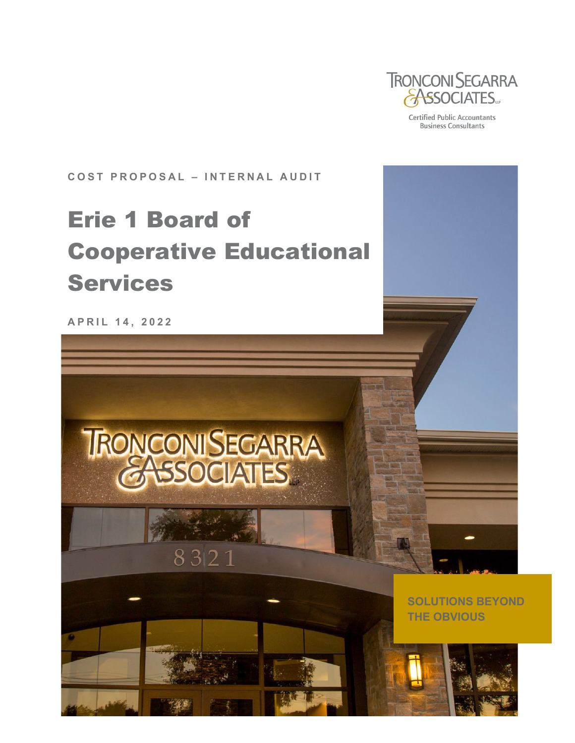TRONCONI SEGARRA & ASSOCIATES LLP

Certified Public Accountants
Business Consultants

COST PROPOSAL – INTERNAL AUDIT

# Erie 1 Board of Cooperative Educational Services

APRIL 14, 2022

SOLUTIONS BEYOND THE OBVIOUS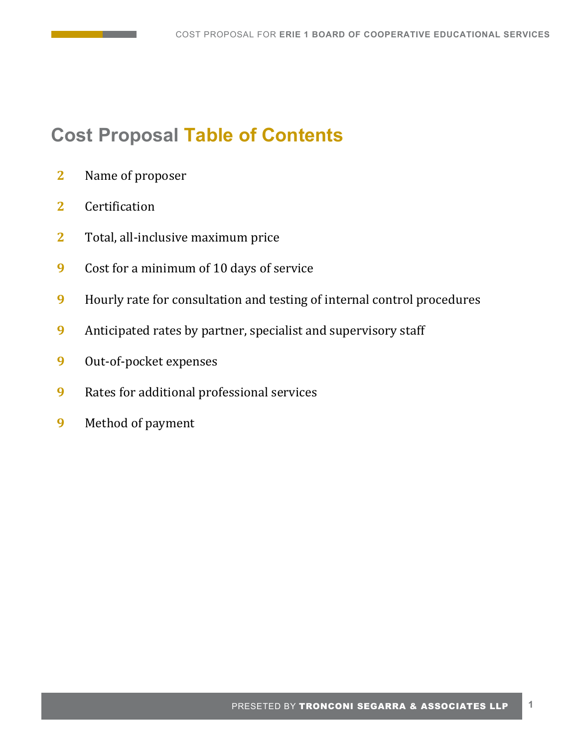# Cost Proposal Table of Contents

| Page | Section |
|---|---|
| 2 | Name of proposer |
| 2 | Certification |
| 2 | Total, all-inclusive maximum price |
| 9 | Cost for a minimum of 10 days of service |
| 9 | Hourly rate for consultation and testing of internal control procedures |
| 9 | Anticipated rates by partner, specialist and supervisory staff |
| 9 | Out-of-pocket expenses |
| 9 | Rates for additional professional services |
| 9 | Method of payment |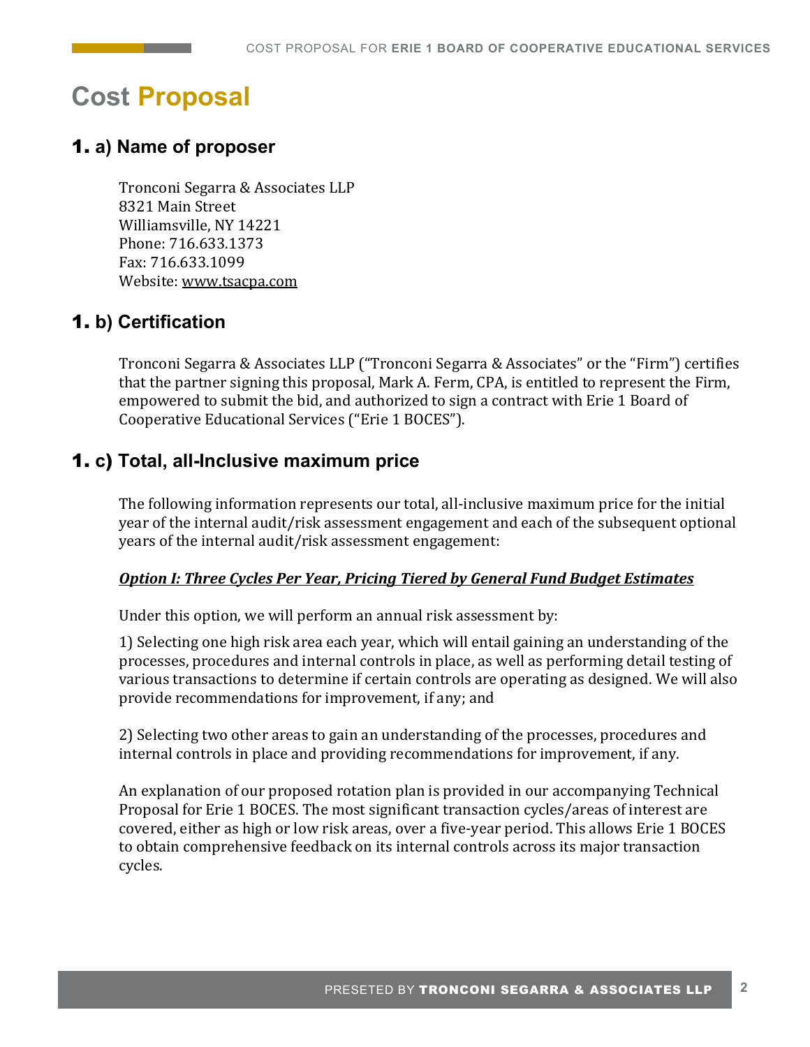# Cost **Proposal**

## 1. a) Name of proposer

Tronconi Segarra & Associates LLP
8321 Main Street
Williamsville, NY 14221
Phone: 716.633.1373
Fax: 716.633.1099
Website: www.tsacpa.com

## 1. b) Certification

Tronconi Segarra & Associates LLP ("Tronconi Segarra & Associates" or the "Firm") certifies that the partner signing this proposal, Mark A. Ferm, CPA, is entitled to represent the Firm, empowered to submit the bid, and authorized to sign a contract with Erie 1 Board of Cooperative Educational Services ("Erie 1 BOCES").

## 1. c) Total, all-Inclusive maximum price

The following information represents our total, all-inclusive maximum price for the initial year of the internal audit/risk assessment engagement and each of the subsequent optional years of the internal audit/risk assessment engagement:

***Option I: Three Cycles Per Year, Pricing Tiered by General Fund Budget Estimates***

Under this option, we will perform an annual risk assessment by:

1) Selecting one high risk area each year, which will entail gaining an understanding of the processes, procedures and internal controls in place, as well as performing detail testing of various transactions to determine if certain controls are operating as designed. We will also provide recommendations for improvement, if any; and

2) Selecting two other areas to gain an understanding of the processes, procedures and internal controls in place and providing recommendations for improvement, if any.

An explanation of our proposed rotation plan is provided in our accompanying Technical Proposal for Erie 1 BOCES. The most significant transaction cycles/areas of interest are covered, either as high or low risk areas, over a five-year period. This allows Erie 1 BOCES to obtain comprehensive feedback on its internal controls across its major transaction cycles.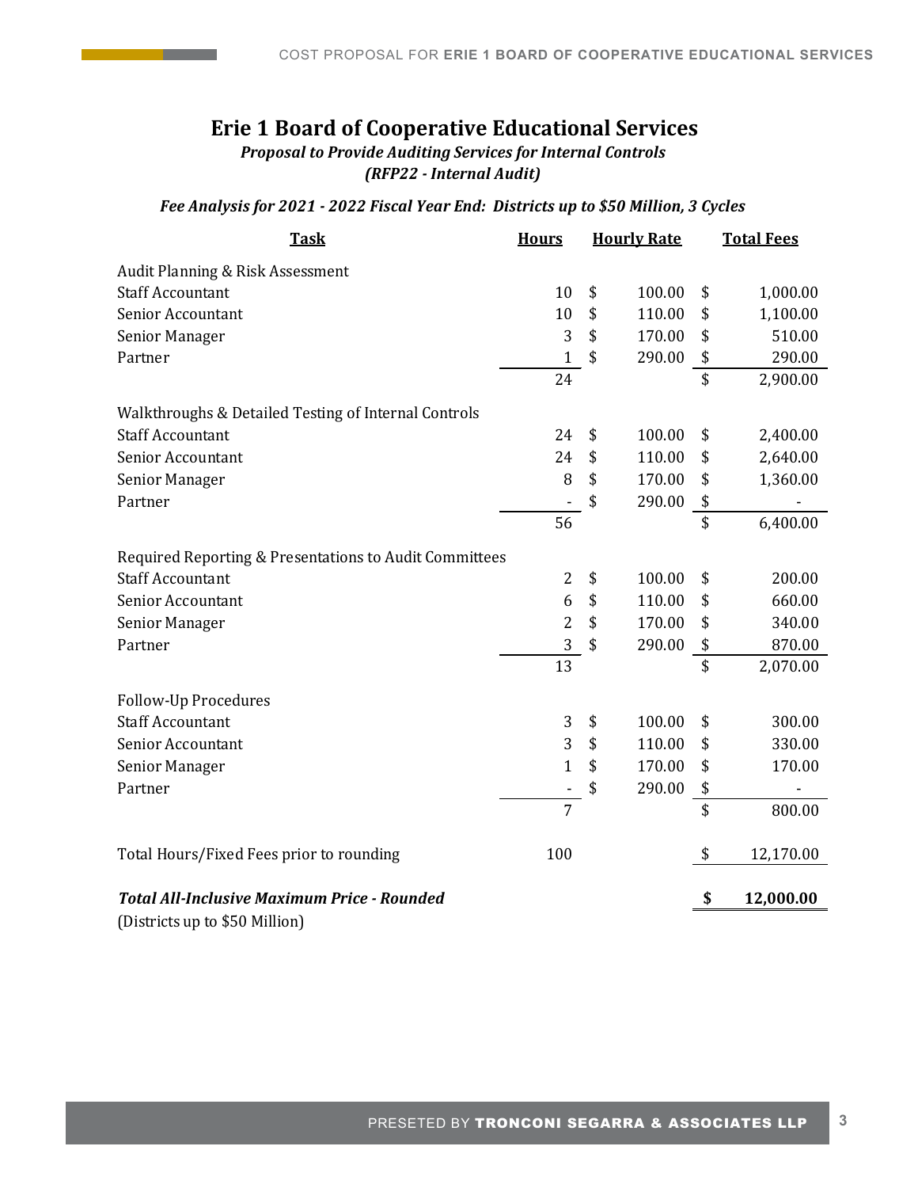# Erie 1 Board of Cooperative Educational Services

***Proposal to Provide Auditing Services for Internal Controls***
***(RFP22 - Internal Audit)***

***Fee Analysis for 2021 - 2022 Fiscal Year End: Districts up to $50 Million, 3 Cycles***

| Task | Hours | Hourly Rate | Total Fees |
|---|---|---|---|
| Audit Planning & Risk Assessment | | | |
| Staff Accountant | 10 | $ 100.00 | $ 1,000.00 |
| Senior Accountant | 10 | $ 110.00 | $ 1,100.00 |
| Senior Manager | 3 | $ 170.00 | $ 510.00 |
| Partner | 1 | $ 290.00 | $ 290.00 |
| | 24 | | $ 2,900.00 |
| Walkthroughs & Detailed Testing of Internal Controls | | | |
| Staff Accountant | 24 | $ 100.00 | $ 2,400.00 |
| Senior Accountant | 24 | $ 110.00 | $ 2,640.00 |
| Senior Manager | 8 | $ 170.00 | $ 1,360.00 |
| Partner | - | $ 290.00 | $ - |
| | 56 | | $ 6,400.00 |
| Required Reporting & Presentations to Audit Committees | | | |
| Staff Accountant | 2 | $ 100.00 | $ 200.00 |
| Senior Accountant | 6 | $ 110.00 | $ 660.00 |
| Senior Manager | 2 | $ 170.00 | $ 340.00 |
| Partner | 3 | $ 290.00 | $ 870.00 |
| | 13 | | $ 2,070.00 |
| Follow-Up Procedures | | | |
| Staff Accountant | 3 | $ 100.00 | $ 300.00 |
| Senior Accountant | 3 | $ 110.00 | $ 330.00 |
| Senior Manager | 1 | $ 170.00 | $ 170.00 |
| Partner | - | $ 290.00 | $ - |
| | 7 | | $ 800.00 |
| Total Hours/Fixed Fees prior to rounding | 100 | | $ 12,170.00 |
| ***Total All-Inclusive Maximum Price - Rounded*** (Districts up to $50 Million) | | | **$ 12,000.00** |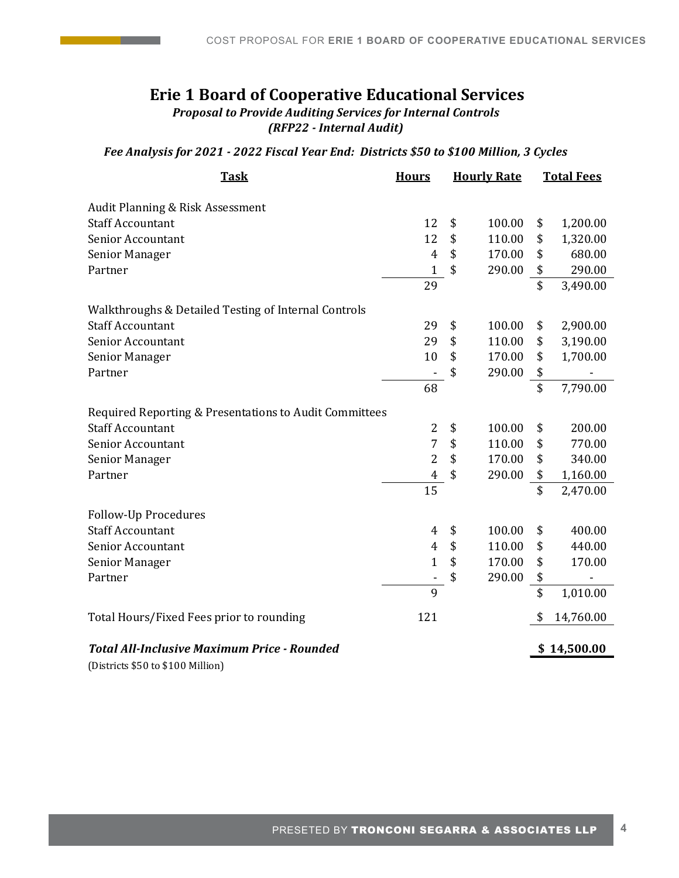# Erie 1 Board of Cooperative Educational Services

***Proposal to Provide Auditing Services for Internal Controls***
***(RFP22 - Internal Audit)***

***Fee Analysis for 2021 - 2022 Fiscal Year End: Districts $50 to $100 Million, 3 Cycles***

| Task | Hours | Hourly Rate | Total Fees |
|---|---|---|---|
| Audit Planning & Risk Assessment | | | |
| Staff Accountant | 12 | $ 100.00 | $ 1,200.00 |
| Senior Accountant | 12 | $ 110.00 | $ 1,320.00 |
| Senior Manager | 4 | $ 170.00 | $ 680.00 |
| Partner | 1 | $ 290.00 | $ 290.00 |
| | 29 | | $ 3,490.00 |
| Walkthroughs & Detailed Testing of Internal Controls | | | |
| Staff Accountant | 29 | $ 100.00 | $ 2,900.00 |
| Senior Accountant | 29 | $ 110.00 | $ 3,190.00 |
| Senior Manager | 10 | $ 170.00 | $ 1,700.00 |
| Partner | - | $ 290.00 | $ - |
| | 68 | | $ 7,790.00 |
| Required Reporting & Presentations to Audit Committees | | | |
| Staff Accountant | 2 | $ 100.00 | $ 200.00 |
| Senior Accountant | 7 | $ 110.00 | $ 770.00 |
| Senior Manager | 2 | $ 170.00 | $ 340.00 |
| Partner | 4 | $ 290.00 | $ 1,160.00 |
| | 15 | | $ 2,470.00 |
| Follow-Up Procedures | | | |
| Staff Accountant | 4 | $ 100.00 | $ 400.00 |
| Senior Accountant | 4 | $ 110.00 | $ 440.00 |
| Senior Manager | 1 | $ 170.00 | $ 170.00 |
| Partner | - | $ 290.00 | $ - |
| | 9 | | $ 1,010.00 |
| Total Hours/Fixed Fees prior to rounding | 121 | | $ 14,760.00 |
| ***Total All-Inclusive Maximum Price - Rounded*** | | | **$ 14,500.00** |

(Districts $50 to $100 Million)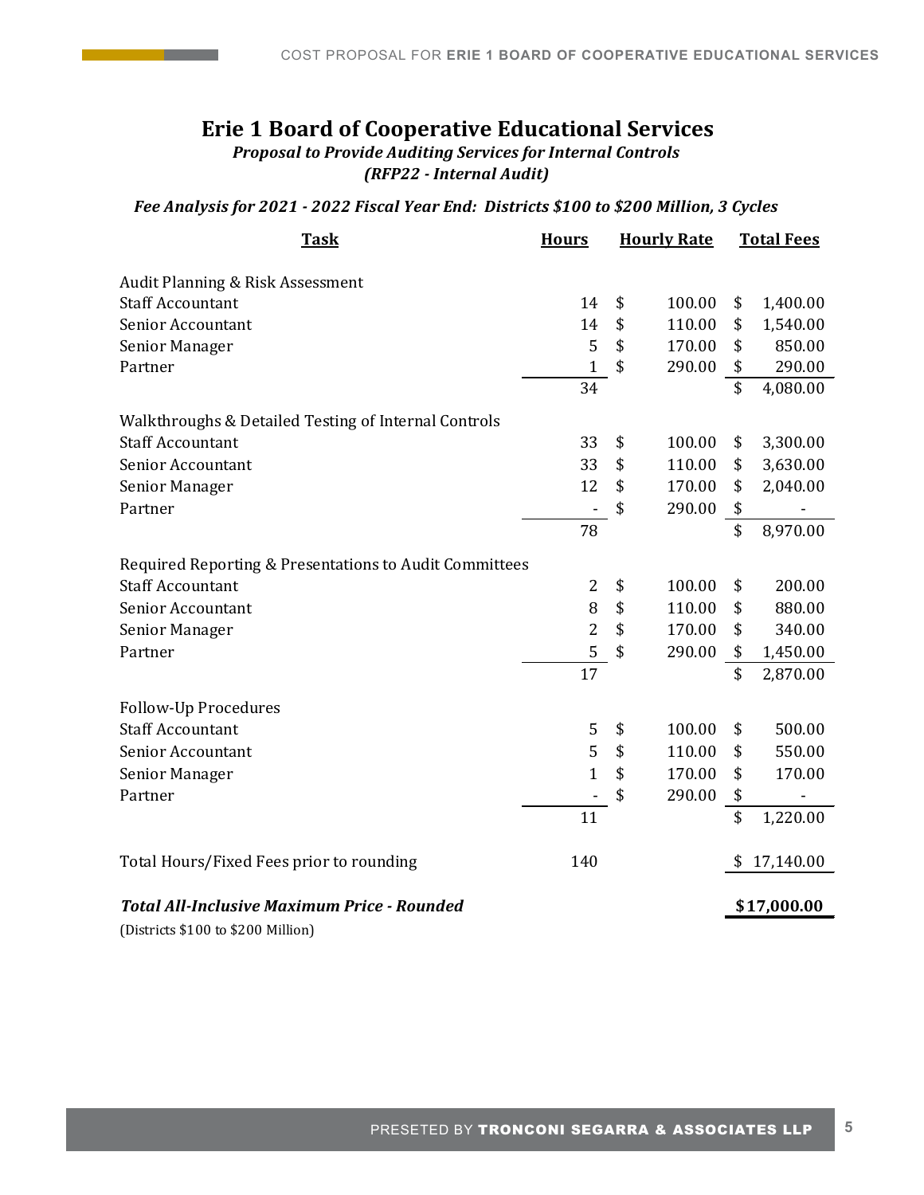# Erie 1 Board of Cooperative Educational Services

***Proposal to Provide Auditing Services for Internal Controls***
***(RFP22 - Internal Audit)***

***Fee Analysis for 2021 - 2022 Fiscal Year End: Districts $100 to $200 Million, 3 Cycles***

| Task | Hours | Hourly Rate | Total Fees |
|---|---|---|---|
| Audit Planning & Risk Assessment | | | |
| Staff Accountant | 14 | $ 100.00 | $ 1,400.00 |
| Senior Accountant | 14 | $ 110.00 | $ 1,540.00 |
| Senior Manager | 5 | $ 170.00 | $ 850.00 |
| Partner | 1 | $ 290.00 | $ 290.00 |
| | 34 | | $ 4,080.00 |
| Walkthroughs & Detailed Testing of Internal Controls | | | |
| Staff Accountant | 33 | $ 100.00 | $ 3,300.00 |
| Senior Accountant | 33 | $ 110.00 | $ 3,630.00 |
| Senior Manager | 12 | $ 170.00 | $ 2,040.00 |
| Partner | - | $ 290.00 | $ - |
| | 78 | | $ 8,970.00 |
| Required Reporting & Presentations to Audit Committees | | | |
| Staff Accountant | 2 | $ 100.00 | $ 200.00 |
| Senior Accountant | 8 | $ 110.00 | $ 880.00 |
| Senior Manager | 2 | $ 170.00 | $ 340.00 |
| Partner | 5 | $ 290.00 | $ 1,450.00 |
| | 17 | | $ 2,870.00 |
| Follow-Up Procedures | | | |
| Staff Accountant | 5 | $ 100.00 | $ 500.00 |
| Senior Accountant | 5 | $ 110.00 | $ 550.00 |
| Senior Manager | 1 | $ 170.00 | $ 170.00 |
| Partner | - | $ 290.00 | $ - |
| | 11 | | $ 1,220.00 |
| Total Hours/Fixed Fees prior to rounding | 140 | | $ 17,140.00 |
| ***Total All-Inclusive Maximum Price - Rounded*** | | | **$17,000.00** |

(Districts $100 to $200 Million)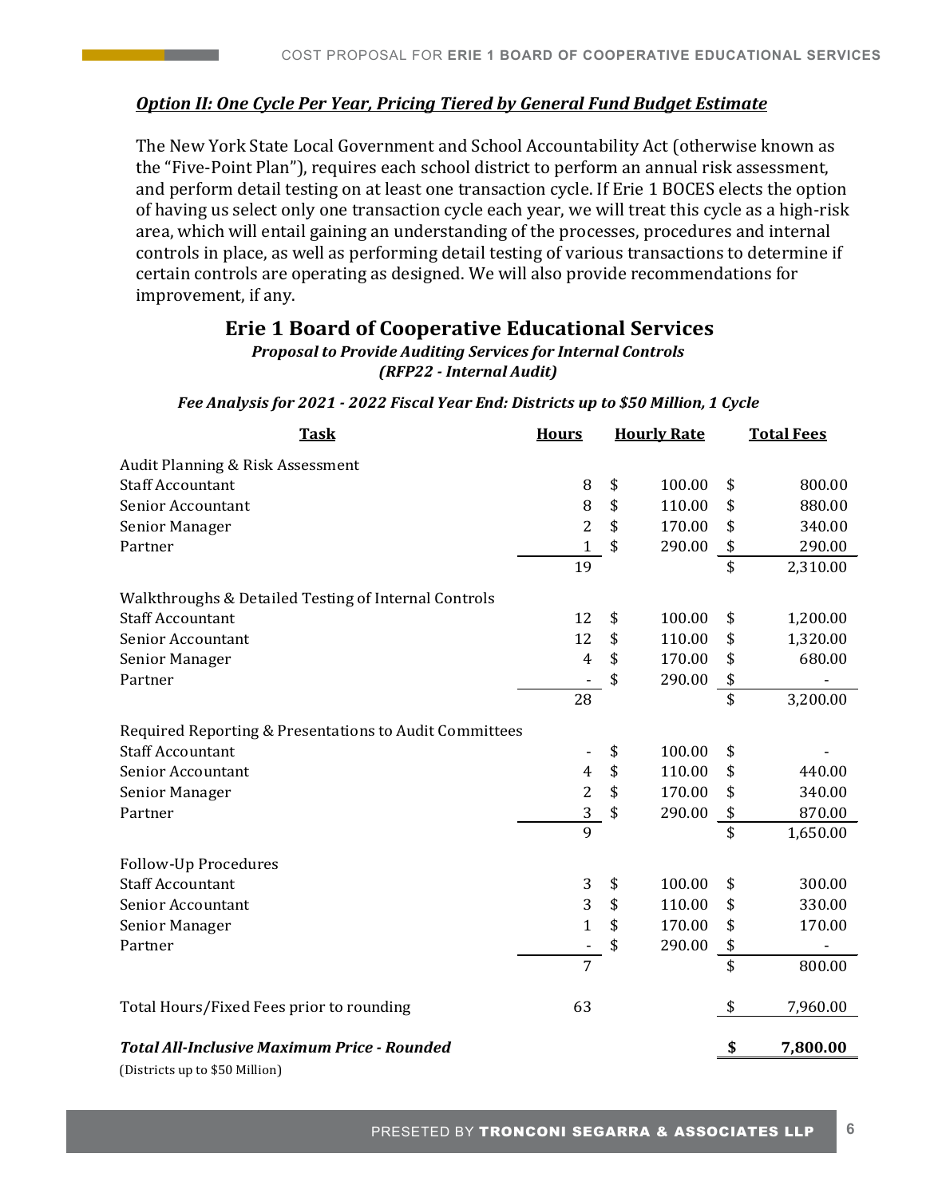***Option II: One Cycle Per Year, Pricing Tiered by General Fund Budget Estimate***

The New York State Local Government and School Accountability Act (otherwise known as the "Five-Point Plan"), requires each school district to perform an annual risk assessment, and perform detail testing on at least one transaction cycle. If Erie 1 BOCES elects the option of having us select only one transaction cycle each year, we will treat this cycle as a high-risk area, which will entail gaining an understanding of the processes, procedures and internal controls in place, as well as performing detail testing of various transactions to determine if certain controls are operating as designed. We will also provide recommendations for improvement, if any.

## Erie 1 Board of Cooperative Educational Services

***Proposal to Provide Auditing Services for Internal Controls***
***(RFP22 - Internal Audit)***

***Fee Analysis for 2021 - 2022 Fiscal Year End: Districts up to $50 Million, 1 Cycle***

| Task | Hours | Hourly Rate | Total Fees |
|---|---|---|---|
| Audit Planning & Risk Assessment | | | |
| Staff Accountant | 8 | $ 100.00 | $ 800.00 |
| Senior Accountant | 8 | $ 110.00 | $ 880.00 |
| Senior Manager | 2 | $ 170.00 | $ 340.00 |
| Partner | 1 | $ 290.00 | $ 290.00 |
| | 19 | | $ 2,310.00 |
| Walkthroughs & Detailed Testing of Internal Controls | | | |
| Staff Accountant | 12 | $ 100.00 | $ 1,200.00 |
| Senior Accountant | 12 | $ 110.00 | $ 1,320.00 |
| Senior Manager | 4 | $ 170.00 | $ 680.00 |
| Partner | - | $ 290.00 | $ - |
| | 28 | | $ 3,200.00 |
| Required Reporting & Presentations to Audit Committees | | | |
| Staff Accountant | - | $ 100.00 | $ - |
| Senior Accountant | 4 | $ 110.00 | $ 440.00 |
| Senior Manager | 2 | $ 170.00 | $ 340.00 |
| Partner | 3 | $ 290.00 | $ 870.00 |
| | 9 | | $ 1,650.00 |
| Follow-Up Procedures | | | |
| Staff Accountant | 3 | $ 100.00 | $ 300.00 |
| Senior Accountant | 3 | $ 110.00 | $ 330.00 |
| Senior Manager | 1 | $ 170.00 | $ 170.00 |
| Partner | - | $ 290.00 | $ - |
| | 7 | | $ 800.00 |
| Total Hours/Fixed Fees prior to rounding | 63 | | $ 7,960.00 |
| ***Total All-Inclusive Maximum Price - Rounded*** | | | **$ 7,800.00** |

(Districts up to $50 Million)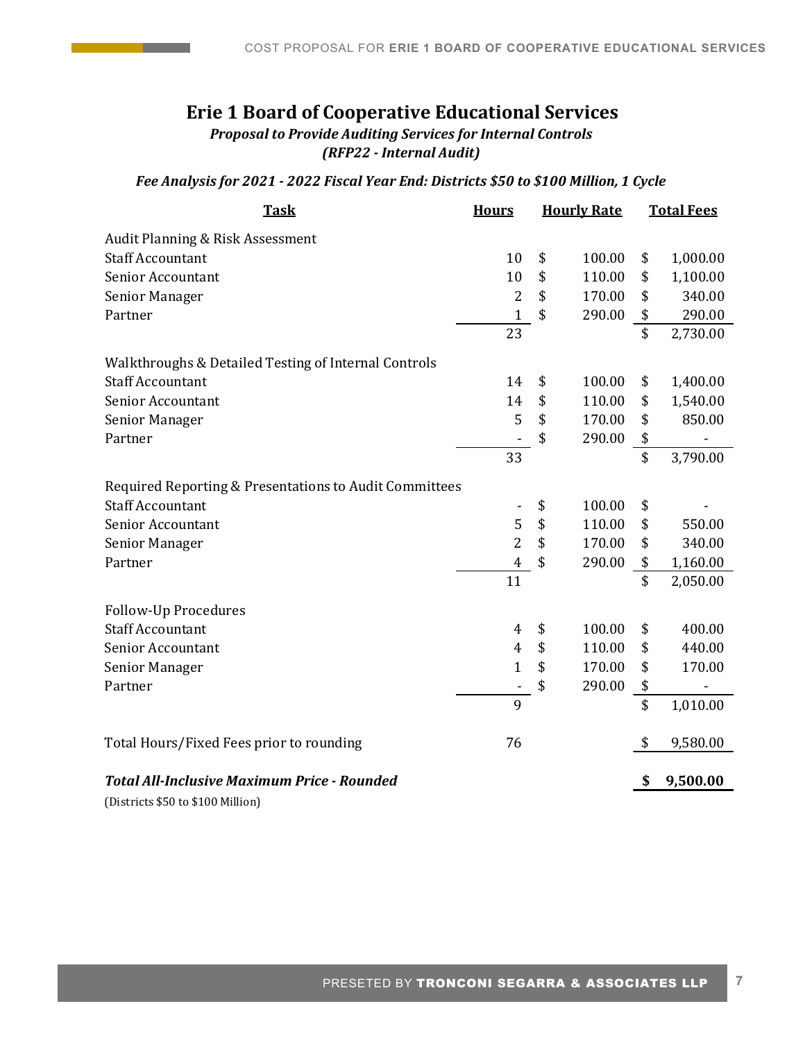# Erie 1 Board of Cooperative Educational Services

***Proposal to Provide Auditing Services for Internal Controls***
***(RFP22 - Internal Audit)***

***Fee Analysis for 2021 - 2022 Fiscal Year End: Districts $50 to $100 Million, 1 Cycle***

| Task | Hours | Hourly Rate | Total Fees |
|---|---|---|---|
| Audit Planning & Risk Assessment | | | |
| Staff Accountant | 10 | $ 100.00 | $ 1,000.00 |
| Senior Accountant | 10 | $ 110.00 | $ 1,100.00 |
| Senior Manager | 2 | $ 170.00 | $ 340.00 |
| Partner | 1 | $ 290.00 | $ 290.00 |
| | 23 | | $ 2,730.00 |
| Walkthroughs & Detailed Testing of Internal Controls | | | |
| Staff Accountant | 14 | $ 100.00 | $ 1,400.00 |
| Senior Accountant | 14 | $ 110.00 | $ 1,540.00 |
| Senior Manager | 5 | $ 170.00 | $ 850.00 |
| Partner | - | $ 290.00 | $ - |
| | 33 | | $ 3,790.00 |
| Required Reporting & Presentations to Audit Committees | | | |
| Staff Accountant | - | $ 100.00 | $ - |
| Senior Accountant | 5 | $ 110.00 | $ 550.00 |
| Senior Manager | 2 | $ 170.00 | $ 340.00 |
| Partner | 4 | $ 290.00 | $ 1,160.00 |
| | 11 | | $ 2,050.00 |
| Follow-Up Procedures | | | |
| Staff Accountant | 4 | $ 100.00 | $ 400.00 |
| Senior Accountant | 4 | $ 110.00 | $ 440.00 |
| Senior Manager | 1 | $ 170.00 | $ 170.00 |
| Partner | - | $ 290.00 | $ - |
| | 9 | | $ 1,010.00 |
| Total Hours/Fixed Fees prior to rounding | 76 | | $ 9,580.00 |
| ***Total All-Inclusive Maximum Price - Rounded*** | | | **$ 9,500.00** |

(Districts $50 to $100 Million)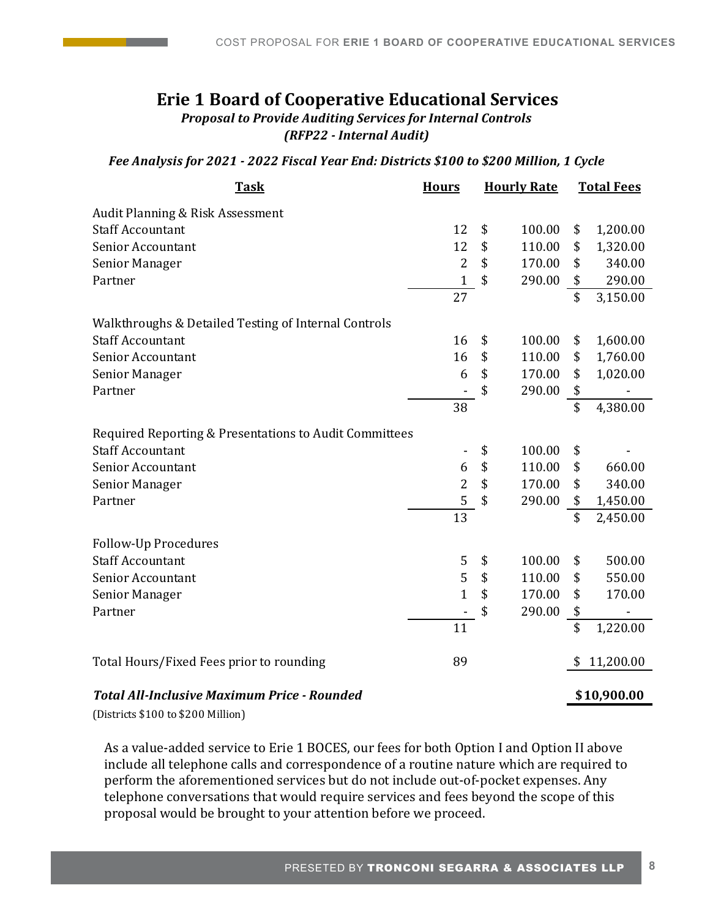# Erie 1 Board of Cooperative Educational Services

***Proposal to Provide Auditing Services for Internal Controls***
***(RFP22 - Internal Audit)***

***Fee Analysis for 2021 - 2022 Fiscal Year End: Districts $100 to $200 Million, 1 Cycle***

| Task | Hours | Hourly Rate | Total Fees |
|---|---|---|---|
| Audit Planning & Risk Assessment | | | |
| Staff Accountant | 12 | $ 100.00 | $ 1,200.00 |
| Senior Accountant | 12 | $ 110.00 | $ 1,320.00 |
| Senior Manager | 2 | $ 170.00 | $ 340.00 |
| Partner | 1 | $ 290.00 | $ 290.00 |
| | 27 | | $ 3,150.00 |
| Walkthroughs & Detailed Testing of Internal Controls | | | |
| Staff Accountant | 16 | $ 100.00 | $ 1,600.00 |
| Senior Accountant | 16 | $ 110.00 | $ 1,760.00 |
| Senior Manager | 6 | $ 170.00 | $ 1,020.00 |
| Partner | - | $ 290.00 | $ - |
| | 38 | | $ 4,380.00 |
| Required Reporting & Presentations to Audit Committees | | | |
| Staff Accountant | - | $ 100.00 | $ - |
| Senior Accountant | 6 | $ 110.00 | $ 660.00 |
| Senior Manager | 2 | $ 170.00 | $ 340.00 |
| Partner | 5 | $ 290.00 | $ 1,450.00 |
| | 13 | | $ 2,450.00 |
| Follow-Up Procedures | | | |
| Staff Accountant | 5 | $ 100.00 | $ 500.00 |
| Senior Accountant | 5 | $ 110.00 | $ 550.00 |
| Senior Manager | 1 | $ 170.00 | $ 170.00 |
| Partner | - | $ 290.00 | $ - |
| | 11 | | $ 1,220.00 |
| Total Hours/Fixed Fees prior to rounding | 89 | | $ 11,200.00 |
| ***Total All-Inclusive Maximum Price - Rounded*** | | | **$10,900.00** |

(Districts $100 to $200 Million)

As a value-added service to Erie 1 BOCES, our fees for both Option I and Option II above include all telephone calls and correspondence of a routine nature which are required to perform the aforementioned services but do not include out-of-pocket expenses. Any telephone conversations that would require services and fees beyond the scope of this proposal would be brought to your attention before we proceed.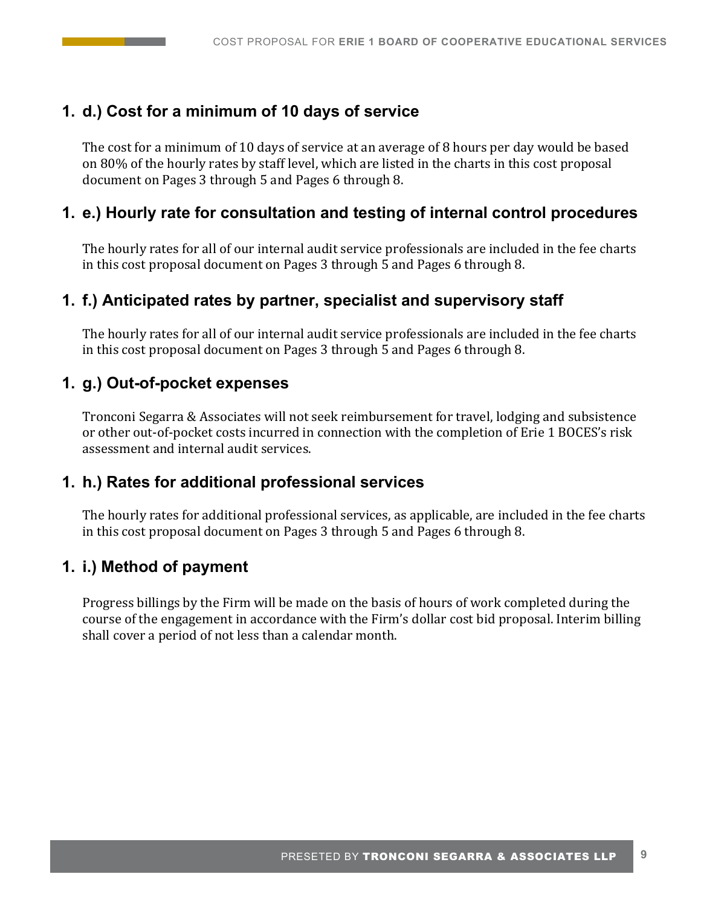## 1. d.) Cost for a minimum of 10 days of service

The cost for a minimum of 10 days of service at an average of 8 hours per day would be based on 80% of the hourly rates by staff level, which are listed in the charts in this cost proposal document on Pages 3 through 5 and Pages 6 through 8.

## 1. e.) Hourly rate for consultation and testing of internal control procedures

The hourly rates for all of our internal audit service professionals are included in the fee charts in this cost proposal document on Pages 3 through 5 and Pages 6 through 8.

## 1. f.) Anticipated rates by partner, specialist and supervisory staff

The hourly rates for all of our internal audit service professionals are included in the fee charts in this cost proposal document on Pages 3 through 5 and Pages 6 through 8.

## 1. g.) Out-of-pocket expenses

Tronconi Segarra & Associates will not seek reimbursement for travel, lodging and subsistence or other out-of-pocket costs incurred in connection with the completion of Erie 1 BOCES's risk assessment and internal audit services.

## 1. h.) Rates for additional professional services

The hourly rates for additional professional services, as applicable, are included in the fee charts in this cost proposal document on Pages 3 through 5 and Pages 6 through 8.

## 1. i.) Method of payment

Progress billings by the Firm will be made on the basis of hours of work completed during the course of the engagement in accordance with the Firm's dollar cost bid proposal. Interim billing shall cover a period of not less than a calendar month.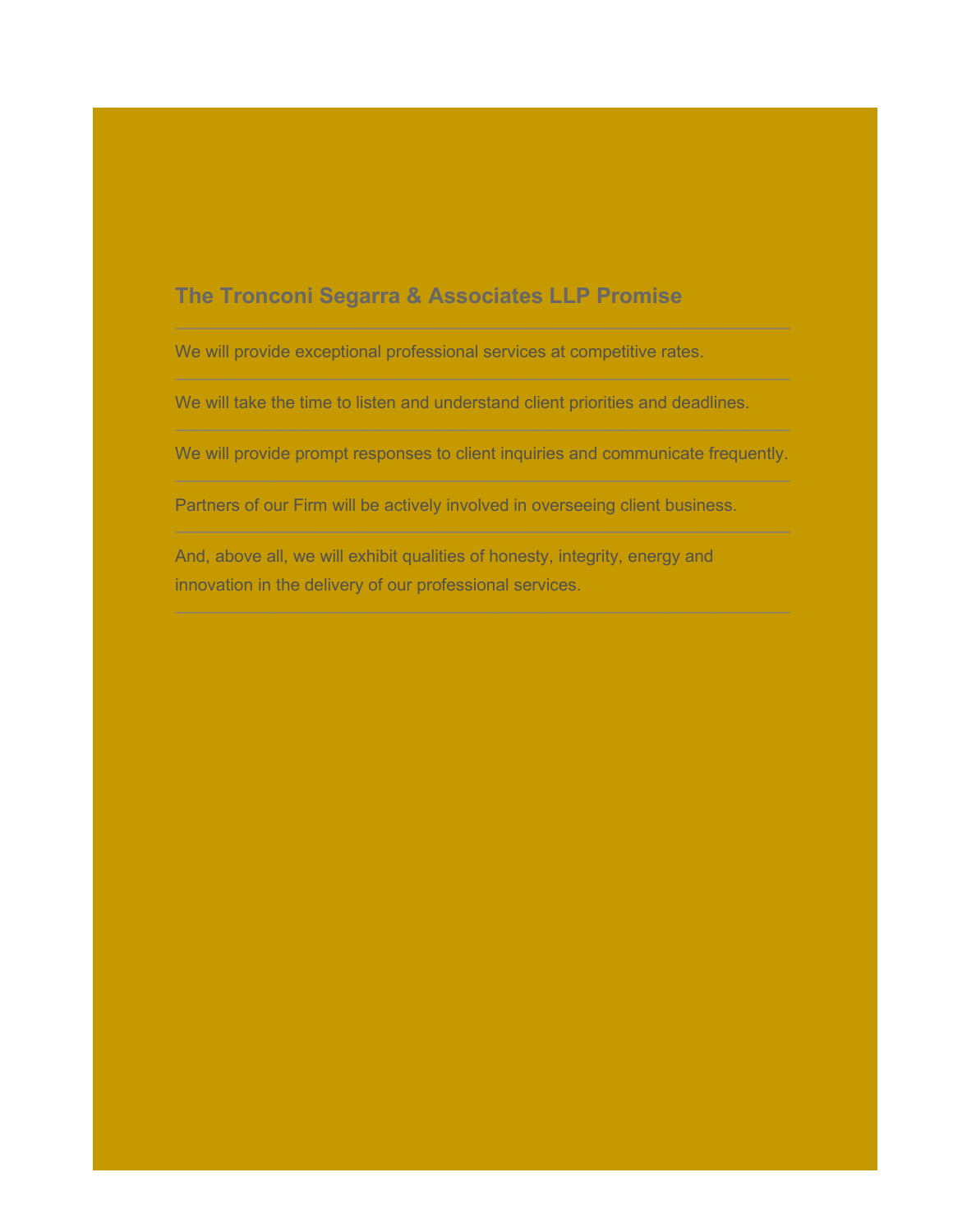## The Tronconi Segarra & Associates LLP Promise

---

We will provide exceptional professional services at competitive rates.

---

We will take the time to listen and understand client priorities and deadlines.

---

We will provide prompt responses to client inquiries and communicate frequently.

---

Partners of our Firm will be actively involved in overseeing client business.

---

And, above all, we will exhibit qualities of honesty, integrity, energy and innovation in the delivery of our professional services.

---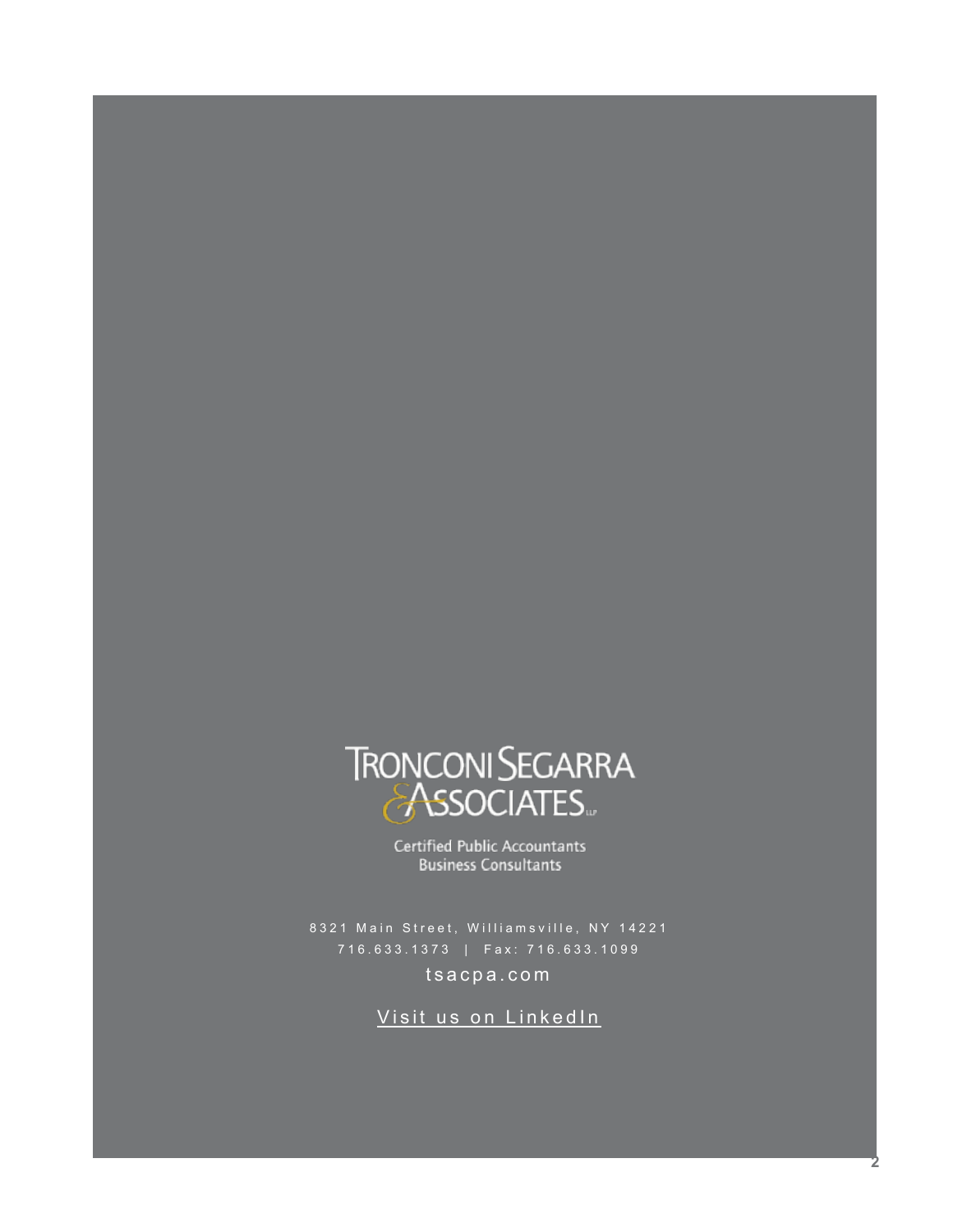TRONCONI SEGARRA & ASSOCIATES LLP

Certified Public Accountants
Business Consultants

8321 Main Street, Williamsville, NY 14221

716.633.1373 | Fax: 716.633.1099

tsacpa.com

Visit us on LinkedIn